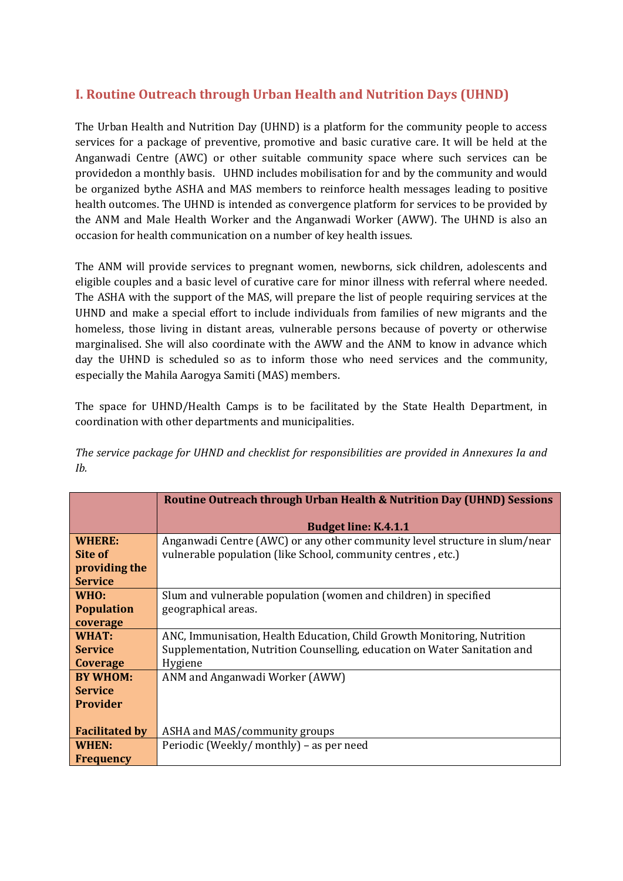## I. Routine Outreach through Urban Health and Nutrition Days (UHND)

The Urban Health and Nutrition Day (UHND) is a platform for the community people to access services for a package of preventive, promotive and basic curative care. It will be held at the Anganwadi Centre (AWC) or other suitable community space where such services can be providedon a monthly basis. UHND includes mobilisation for and by the community and would be organized bythe ASHA and MAS members to reinforce health messages leading to positive health outcomes. The UHND is intended as convergence platform for services to be provided by the ANM and Male Health Worker and the Anganwadi Worker (AWW). The UHND is also an occasion for health communication on a number of key health issues.

The ANM will provide services to pregnant women, newborns, sick children, adolescents and eligible couples and a basic level of curative care for minor illness with referral where needed. The ASHA with the support of the MAS, will prepare the list of people requiring services at the UHND and make a special effort to include individuals from families of new migrants and the homeless, those living in distant areas, vulnerable persons because of poverty or otherwise marginalised. She will also coordinate with the AWW and the ANM to know in advance which day the UHND is scheduled so as to inform those who need services and the community, especially the Mahila Aarogya Samiti (MAS) members.

The space for UHND/Health Camps is to be facilitated by the State Health Department, in coordination with other departments and municipalities.

*The service package for UHND and checklist for responsibilities are provided in Annexures Ia and Ib.*

| | **Routine Outreach through Urban Health & Nutrition Day (UHND) Sessions**<br><br>**Budget line: K.4.1.1** |
|---|---|
| **WHERE: Site of providing the Service** | Anganwadi Centre (AWC) or any other community level structure in slum/near vulnerable population (like School, community centres , etc.) |
| **WHO: Population coverage** | Slum and vulnerable population (women and children) in specified geographical areas. |
| **WHAT: Service Coverage** | ANC, Immunisation, Health Education, Child Growth Monitoring, Nutrition Supplementation, Nutrition Counselling, education on Water Sanitation and Hygiene |
| **BY WHOM: Service Provider**<br><br>**Facilitated by** | ANM and Anganwadi Worker (AWW)<br><br>ASHA and MAS/community groups |
| **WHEN: Frequency** | Periodic (Weekly/ monthly) – as per need |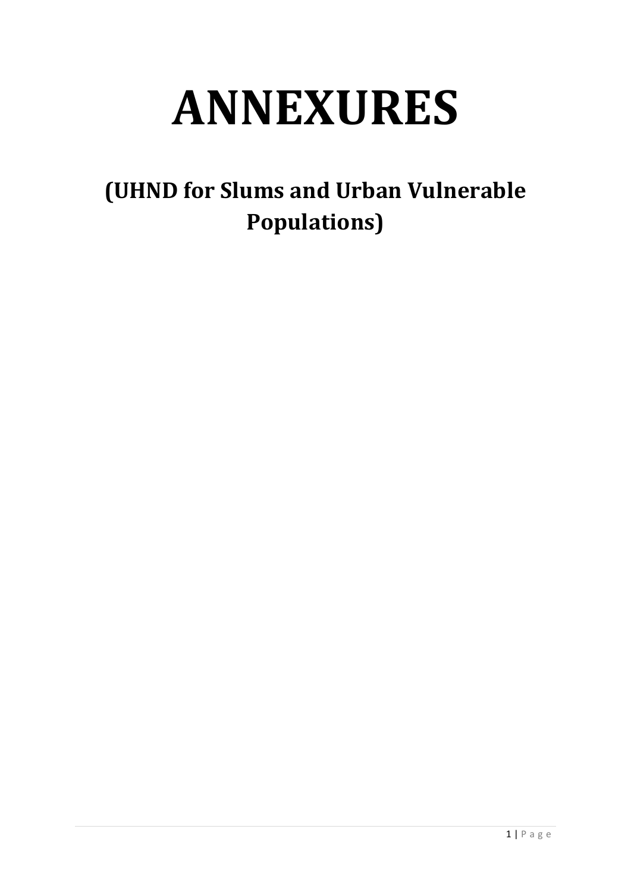# ANNEXURES

## (UHND for Slums and Urban Vulnerable Populations)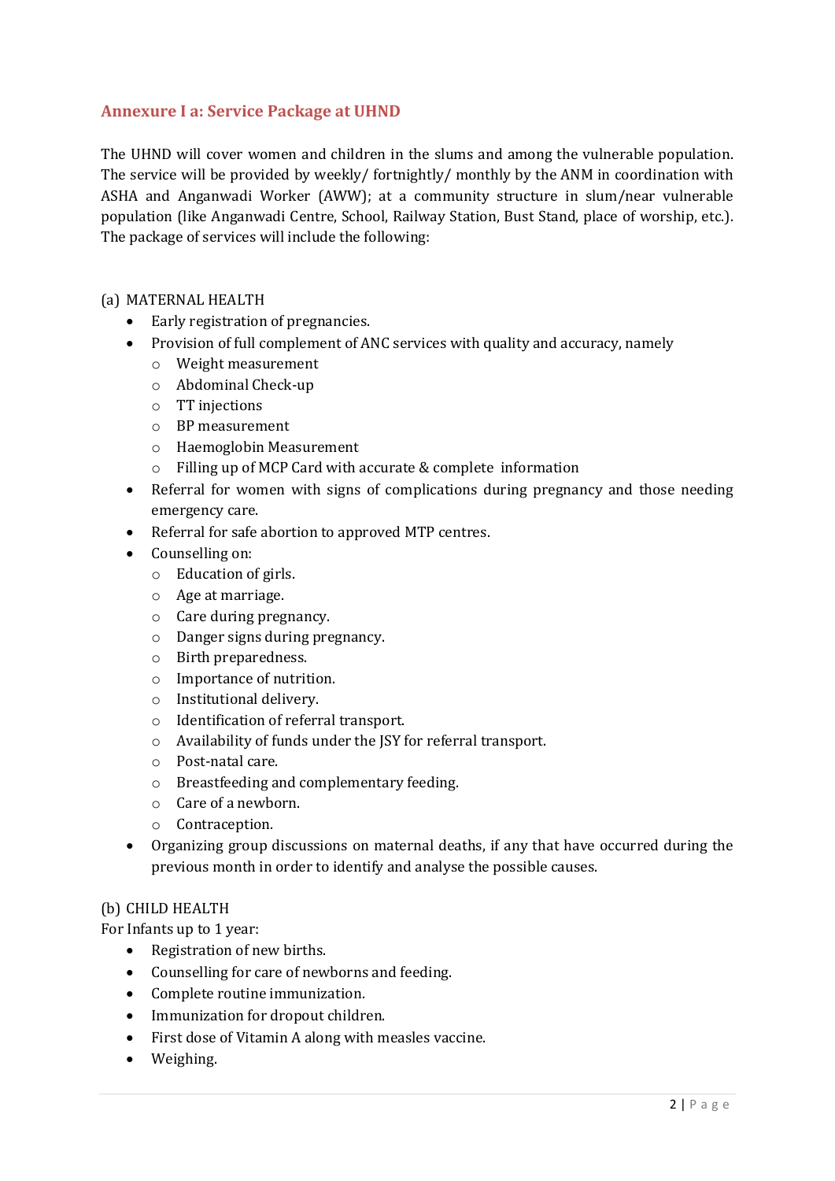## Annexure I a: Service Package at UHND

The UHND will cover women and children in the slums and among the vulnerable population. The service will be provided by weekly/ fortnightly/ monthly by the ANM in coordination with ASHA and Anganwadi Worker (AWW); at a community structure in slum/near vulnerable population (like Anganwadi Centre, School, Railway Station, Bust Stand, place of worship, etc.). The package of services will include the following:

(a) MATERNAL HEALTH

- Early registration of pregnancies.
- Provision of full complement of ANC services with quality and accuracy, namely
    - Weight measurement
    - Abdominal Check-up
    - TT injections
    - BP measurement
    - Haemoglobin Measurement
    - Filling up of MCP Card with accurate & complete information
- Referral for women with signs of complications during pregnancy and those needing emergency care.
- Referral for safe abortion to approved MTP centres.
- Counselling on:
    - Education of girls.
    - Age at marriage.
    - Care during pregnancy.
    - Danger signs during pregnancy.
    - Birth preparedness.
    - Importance of nutrition.
    - Institutional delivery.
    - Identification of referral transport.
    - Availability of funds under the JSY for referral transport.
    - Post-natal care.
    - Breastfeeding and complementary feeding.
    - Care of a newborn.
    - Contraception.
- Organizing group discussions on maternal deaths, if any that have occurred during the previous month in order to identify and analyse the possible causes.

(b) CHILD HEALTH

For Infants up to 1 year:

- Registration of new births.
- Counselling for care of newborns and feeding.
- Complete routine immunization.
- Immunization for dropout children.
- First dose of Vitamin A along with measles vaccine.
- Weighing.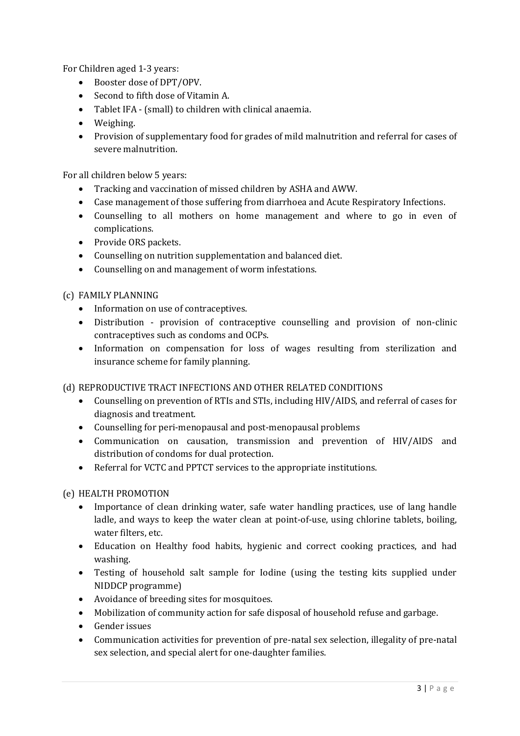For Children aged 1-3 years:

- Booster dose of DPT/OPV.
- Second to fifth dose of Vitamin A.
- Tablet IFA - (small) to children with clinical anaemia.
- Weighing.
- Provision of supplementary food for grades of mild malnutrition and referral for cases of severe malnutrition.

For all children below 5 years:

- Tracking and vaccination of missed children by ASHA and AWW.
- Case management of those suffering from diarrhoea and Acute Respiratory Infections.
- Counselling to all mothers on home management and where to go in even of complications.
- Provide ORS packets.
- Counselling on nutrition supplementation and balanced diet.
- Counselling on and management of worm infestations.

(c) FAMILY PLANNING

- Information on use of contraceptives.
- Distribution - provision of contraceptive counselling and provision of non-clinic contraceptives such as condoms and OCPs.
- Information on compensation for loss of wages resulting from sterilization and insurance scheme for family planning.

(d) REPRODUCTIVE TRACT INFECTIONS AND OTHER RELATED CONDITIONS

- Counselling on prevention of RTIs and STIs, including HIV/AIDS, and referral of cases for diagnosis and treatment.
- Counselling for peri-menopausal and post-menopausal problems
- Communication on causation, transmission and prevention of HIV/AIDS and distribution of condoms for dual protection.
- Referral for VCTC and PPTCT services to the appropriate institutions.

(e) HEALTH PROMOTION

- Importance of clean drinking water, safe water handling practices, use of lang handle ladle, and ways to keep the water clean at point-of-use, using chlorine tablets, boiling, water filters, etc.
- Education on Healthy food habits, hygienic and correct cooking practices, and had washing.
- Testing of household salt sample for Iodine (using the testing kits supplied under NIDDCP programme)
- Avoidance of breeding sites for mosquitoes.
- Mobilization of community action for safe disposal of household refuse and garbage.
- Gender issues
- Communication activities for prevention of pre-natal sex selection, illegality of pre-natal sex selection, and special alert for one-daughter families.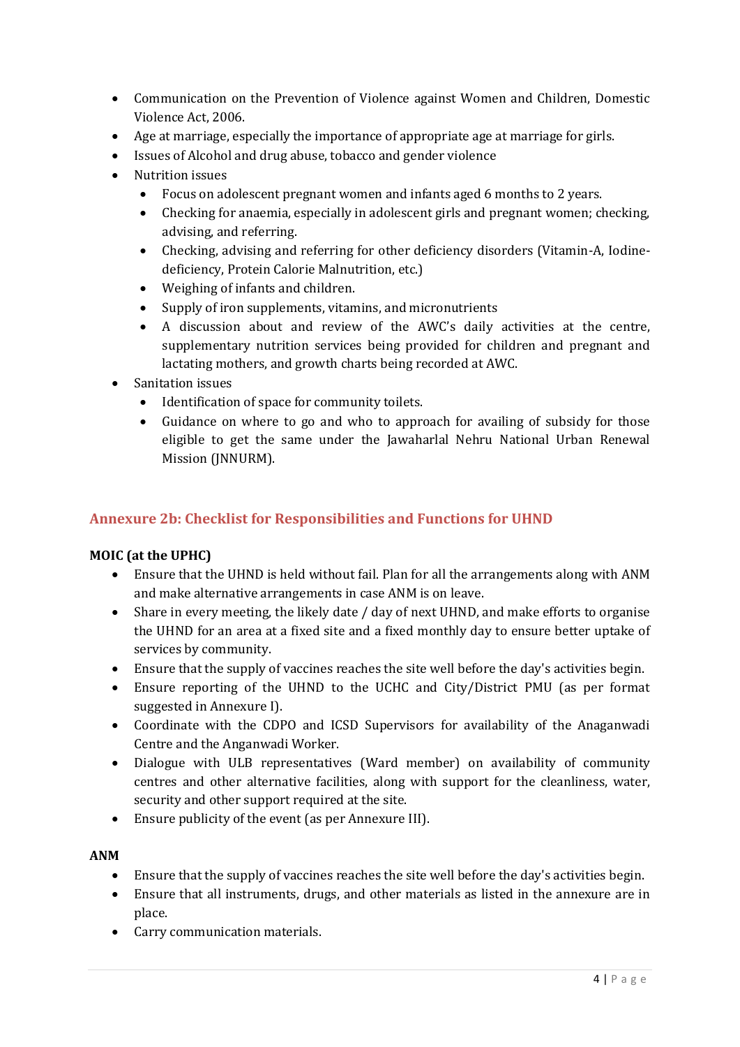- Communication on the Prevention of Violence against Women and Children, Domestic Violence Act, 2006.
- Age at marriage, especially the importance of appropriate age at marriage for girls.
- Issues of Alcohol and drug abuse, tobacco and gender violence
- Nutrition issues
  - Focus on adolescent pregnant women and infants aged 6 months to 2 years.
  - Checking for anaemia, especially in adolescent girls and pregnant women; checking, advising, and referring.
  - Checking, advising and referring for other deficiency disorders (Vitamin-A, Iodine-deficiency, Protein Calorie Malnutrition, etc.)
  - Weighing of infants and children.
  - Supply of iron supplements, vitamins, and micronutrients
  - A discussion about and review of the AWC's daily activities at the centre, supplementary nutrition services being provided for children and pregnant and lactating mothers, and growth charts being recorded at AWC.
- Sanitation issues
  - Identification of space for community toilets.
  - Guidance on where to go and who to approach for availing of subsidy for those eligible to get the same under the Jawaharlal Nehru National Urban Renewal Mission (JNNURM).

## Annexure 2b: Checklist for Responsibilities and Functions for UHND

**MOIC (at the UPHC)**

- Ensure that the UHND is held without fail. Plan for all the arrangements along with ANM and make alternative arrangements in case ANM is on leave.
- Share in every meeting, the likely date / day of next UHND, and make efforts to organise the UHND for an area at a fixed site and a fixed monthly day to ensure better uptake of services by community.
- Ensure that the supply of vaccines reaches the site well before the day's activities begin.
- Ensure reporting of the UHND to the UCHC and City/District PMU (as per format suggested in Annexure I).
- Coordinate with the CDPO and ICSD Supervisors for availability of the Anaganwadi Centre and the Anganwadi Worker.
- Dialogue with ULB representatives (Ward member) on availability of community centres and other alternative facilities, along with support for the cleanliness, water, security and other support required at the site.
- Ensure publicity of the event (as per Annexure III).

**ANM**

- Ensure that the supply of vaccines reaches the site well before the day's activities begin.
- Ensure that all instruments, drugs, and other materials as listed in the annexure are in place.
- Carry communication materials.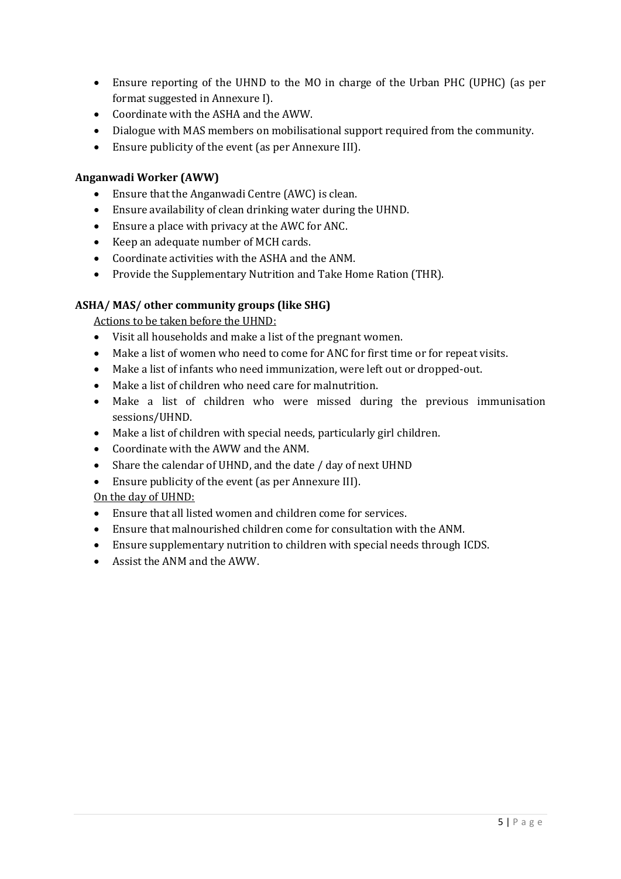- Ensure reporting of the UHND to the MO in charge of the Urban PHC (UPHC) (as per format suggested in Annexure I).
- Coordinate with the ASHA and the AWW.
- Dialogue with MAS members on mobilisational support required from the community.
- Ensure publicity of the event (as per Annexure III).

**Anganwadi Worker (AWW)**

- Ensure that the Anganwadi Centre (AWC) is clean.
- Ensure availability of clean drinking water during the UHND.
- Ensure a place with privacy at the AWC for ANC.
- Keep an adequate number of MCH cards.
- Coordinate activities with the ASHA and the ANM.
- Provide the Supplementary Nutrition and Take Home Ration (THR).

**ASHA/ MAS/ other community groups (like SHG)**

<u>Actions to be taken before the UHND:</u>

- Visit all households and make a list of the pregnant women.
- Make a list of women who need to come for ANC for first time or for repeat visits.
- Make a list of infants who need immunization, were left out or dropped-out.
- Make a list of children who need care for malnutrition.
- Make a list of children who were missed during the previous immunisation sessions/UHND.
- Make a list of children with special needs, particularly girl children.
- Coordinate with the AWW and the ANM.
- Share the calendar of UHND, and the date / day of next UHND
- Ensure publicity of the event (as per Annexure III).

<u>On the day of UHND:</u>

- Ensure that all listed women and children come for services.
- Ensure that malnourished children come for consultation with the ANM.
- Ensure supplementary nutrition to children with special needs through ICDS.
- Assist the ANM and the AWW.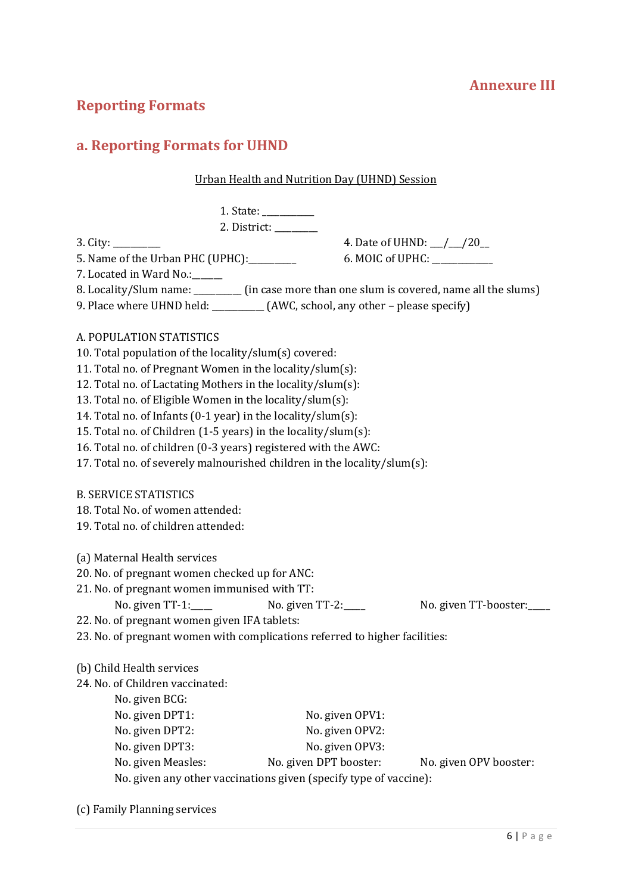Annexure III

## Reporting Formats

## a. Reporting Formats for UHND

Urban Health and Nutrition Day (UHND) Session

1. State: __________
2. District: ________

3. City: _________
4. Date of UHND: ___/___/20__
5. Name of the Urban PHC (UPHC):_________
6. MOIC of UPHC: ____________
7. Located in Ward No.:______
8. Locality/Slum name: _________ (in case more than one slum is covered, name all the slums)
9. Place where UHND held: __________ (AWC, school, any other – please specify)

A. POPULATION STATISTICS

10. Total population of the locality/slum(s) covered:
11. Total no. of Pregnant Women in the locality/slum(s):
12. Total no. of Lactating Mothers in the locality/slum(s):
13. Total no. of Eligible Women in the locality/slum(s):
14. Total no. of Infants (0-1 year) in the locality/slum(s):
15. Total no. of Children (1-5 years) in the locality/slum(s):
16. Total no. of children (0-3 years) registered with the AWC:
17. Total no. of severely malnourished children in the locality/slum(s):

B. SERVICE STATISTICS

18. Total No. of women attended:
19. Total no. of children attended:

(a) Maternal Health services

20. No. of pregnant women checked up for ANC:
21. No. of pregnant women immunised with TT:
    No. given TT-1:____ No. given TT-2:____ No. given TT-booster:____
22. No. of pregnant women given IFA tablets:
23. No. of pregnant women with complications referred to higher facilities:

(b) Child Health services

24. No. of Children vaccinated:
    No. given BCG:
    No. given DPT1: No. given OPV1:
    No. given DPT2: No. given OPV2:
    No. given DPT3: No. given OPV3:
    No. given Measles: No. given DPT booster: No. given OPV booster:
    No. given any other vaccinations given (specify type of vaccine):

(c) Family Planning services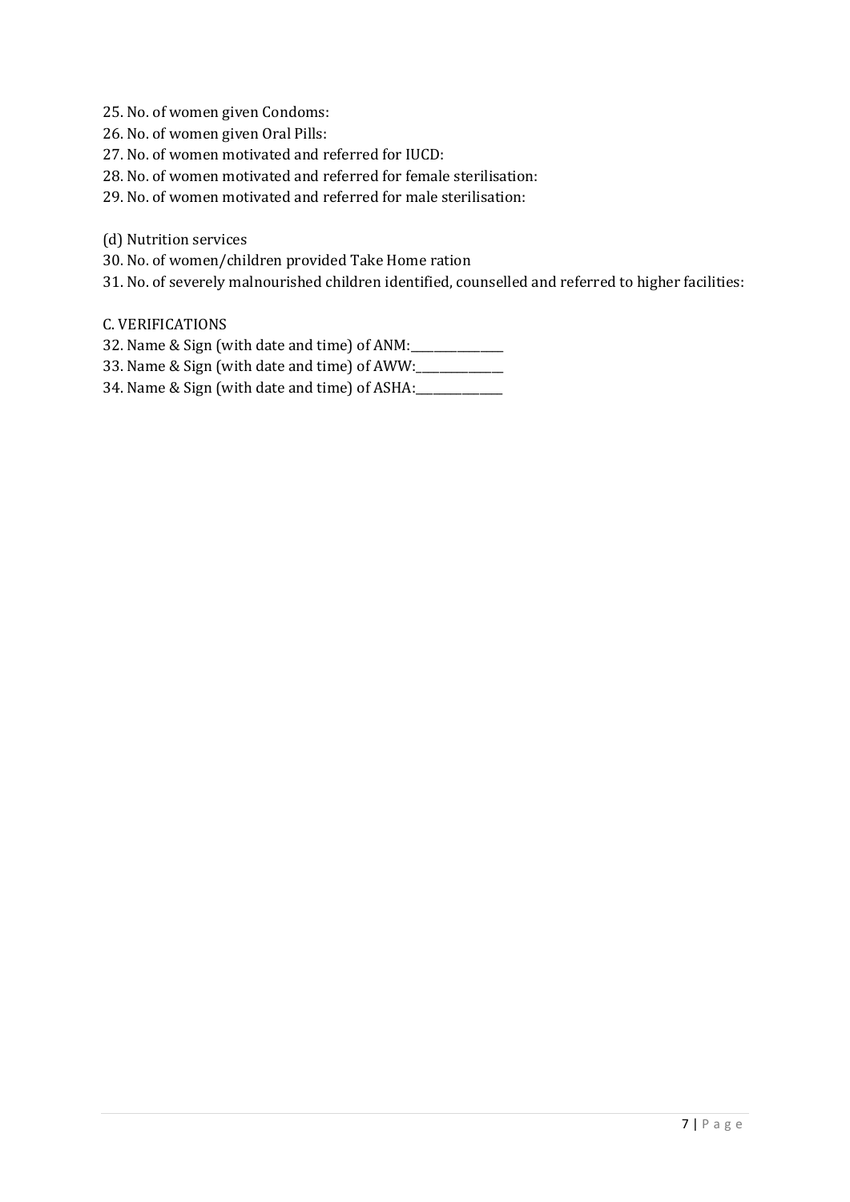25. No. of women given Condoms:
26. No. of women given Oral Pills:
27. No. of women motivated and referred for IUCD:
28. No. of women motivated and referred for female sterilisation:
29. No. of women motivated and referred for male sterilisation:

(d) Nutrition services

30. No. of women/children provided Take Home ration
31. No. of severely malnourished children identified, counselled and referred to higher facilities:

C. VERIFICATIONS

32. Name & Sign (with date and time) of ANM:_______________
33. Name & Sign (with date and time) of AWW:______________
34. Name & Sign (with date and time) of ASHA:______________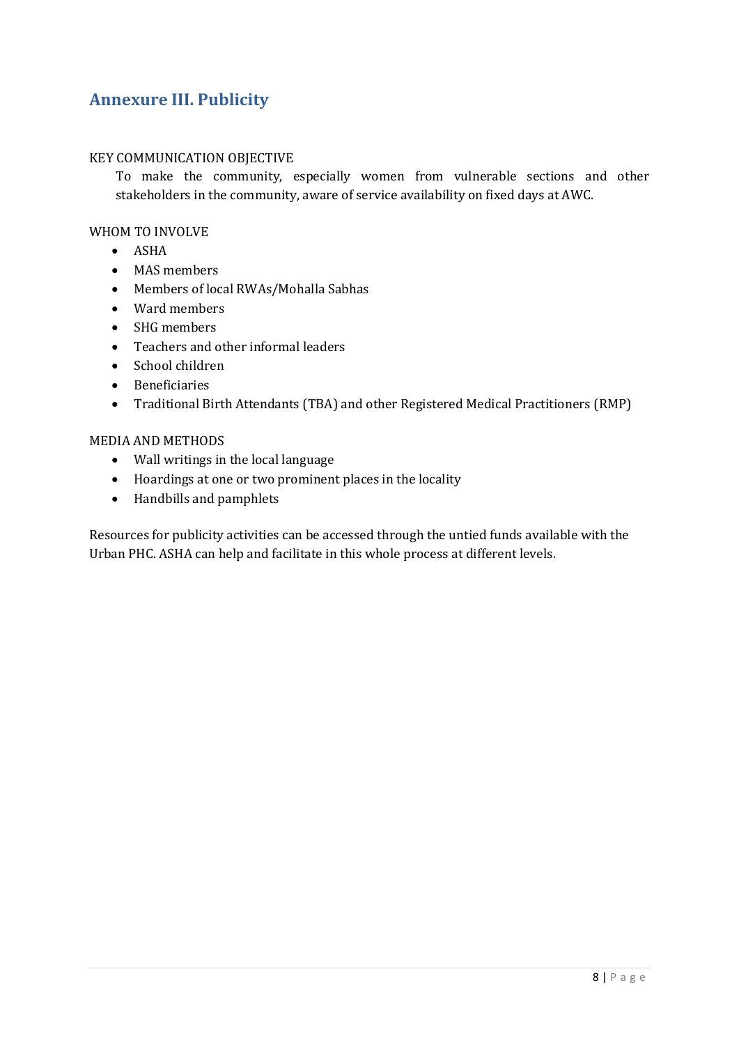## Annexure III. Publicity

KEY COMMUNICATION OBJECTIVE

To make the community, especially women from vulnerable sections and other stakeholders in the community, aware of service availability on fixed days at AWC.

WHOM TO INVOLVE

- ASHA
- MAS members
- Members of local RWAs/Mohalla Sabhas
- Ward members
- SHG members
- Teachers and other informal leaders
- School children
- Beneficiaries
- Traditional Birth Attendants (TBA) and other Registered Medical Practitioners (RMP)

MEDIA AND METHODS

- Wall writings in the local language
- Hoardings at one or two prominent places in the locality
- Handbills and pamphlets

Resources for publicity activities can be accessed through the untied funds available with the Urban PHC. ASHA can help and facilitate in this whole process at different levels.